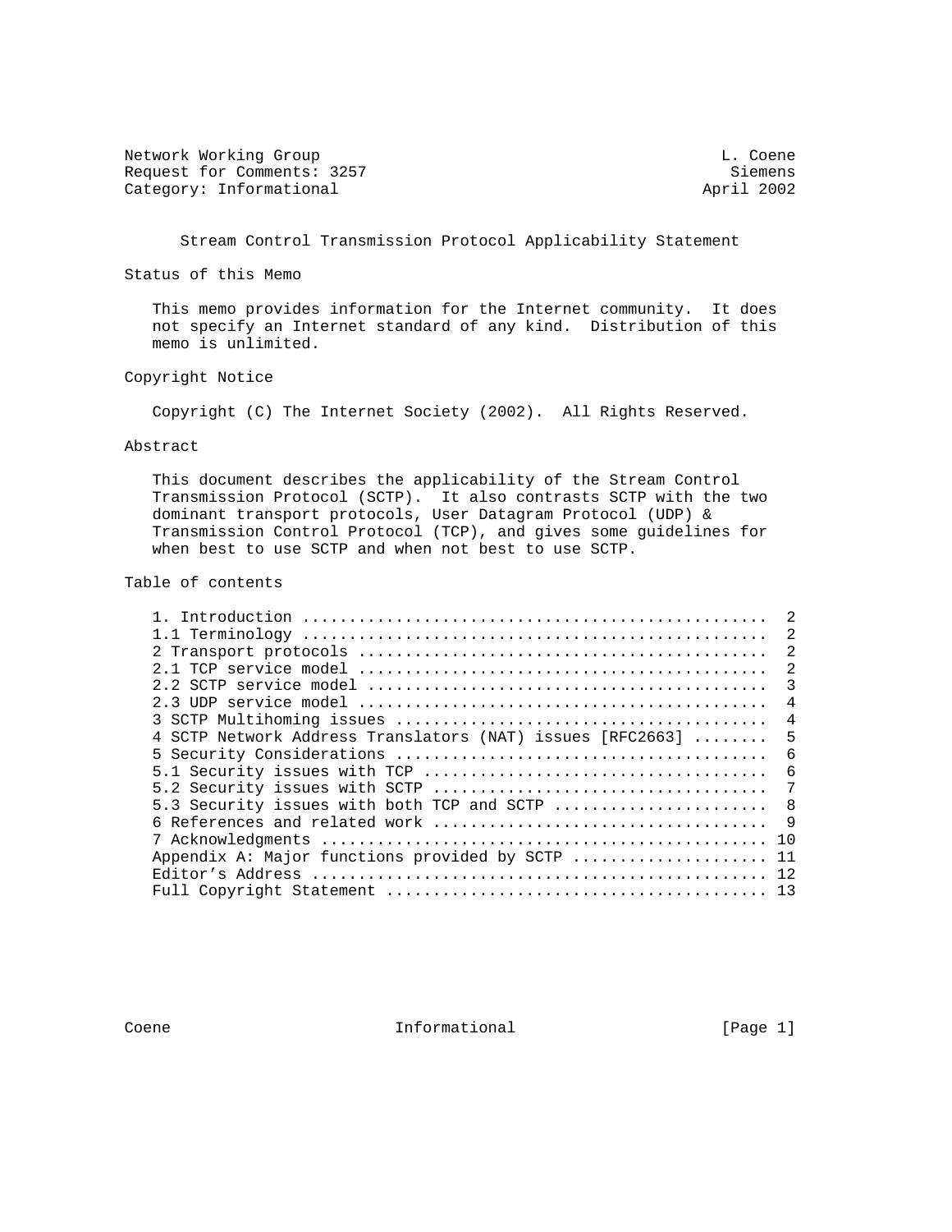Network Working Group L. Coene
Request for Comments: 3257 Siemens
Category: Informational April 2002

# Stream Control Transmission Protocol Applicability Statement

## Status of this Memo

This memo provides information for the Internet community. It does not specify an Internet standard of any kind. Distribution of this memo is unlimited.

## Copyright Notice

Copyright (C) The Internet Society (2002). All Rights Reserved.

## Abstract

This document describes the applicability of the Stream Control Transmission Protocol (SCTP). It also contrasts SCTP with the two dominant transport protocols, User Datagram Protocol (UDP) & Transmission Control Protocol (TCP), and gives some guidelines for when best to use SCTP and when not best to use SCTP.

## Table of contents

```
1. Introduction .................................................  2
1.1 Terminology .................................................  2
2 Transport protocols ...........................................  2
2.1 TCP service model ...........................................  2
2.2 SCTP service model ..........................................  3
2.3 UDP service model ...........................................  4
3 SCTP Multihoming issues .......................................  4
4 SCTP Network Address Translators (NAT) issues [RFC2663] ........  5
5 Security Considerations .......................................  6
5.1 Security issues with TCP ....................................  6
5.2 Security issues with SCTP ...................................  7
5.3 Security issues with both TCP and SCTP ......................  8
6 References and related work ...................................  9
7 Acknowledgments ............................................... 10
Appendix A: Major functions provided by SCTP .................... 11
Editor's Address ................................................ 12
Full Copyright Statement ........................................ 13
```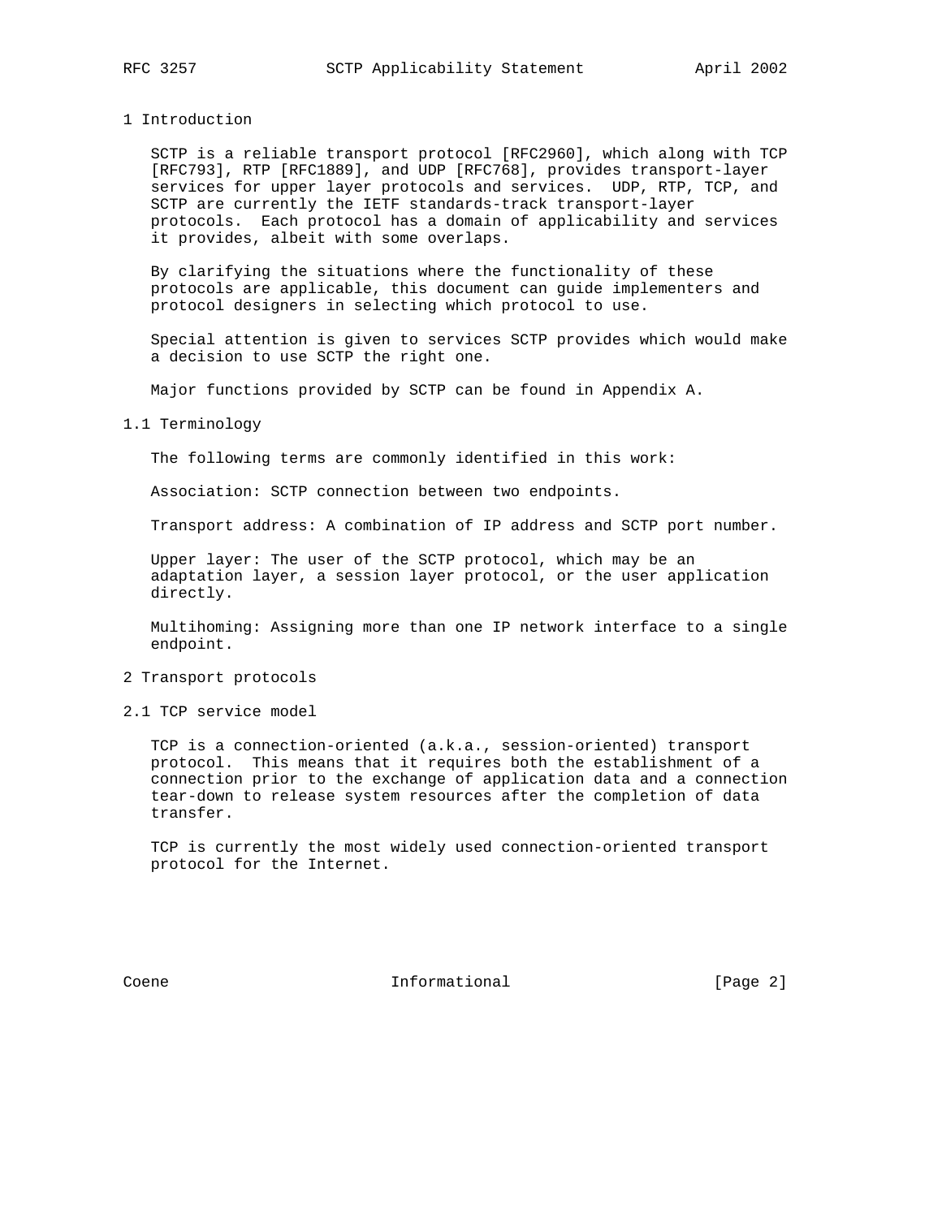# 1 Introduction

SCTP is a reliable transport protocol [RFC2960], which along with TCP [RFC793], RTP [RFC1889], and UDP [RFC768], provides transport-layer services for upper layer protocols and services. UDP, RTP, TCP, and SCTP are currently the IETF standards-track transport-layer protocols. Each protocol has a domain of applicability and services it provides, albeit with some overlaps.

By clarifying the situations where the functionality of these protocols are applicable, this document can guide implementers and protocol designers in selecting which protocol to use.

Special attention is given to services SCTP provides which would make a decision to use SCTP the right one.

Major functions provided by SCTP can be found in Appendix A.

## 1.1 Terminology

The following terms are commonly identified in this work:

Association: SCTP connection between two endpoints.

Transport address: A combination of IP address and SCTP port number.

Upper layer: The user of the SCTP protocol, which may be an adaptation layer, a session layer protocol, or the user application directly.

Multihoming: Assigning more than one IP network interface to a single endpoint.

# 2 Transport protocols

## 2.1 TCP service model

TCP is a connection-oriented (a.k.a., session-oriented) transport protocol. This means that it requires both the establishment of a connection prior to the exchange of application data and a connection tear-down to release system resources after the completion of data transfer.

TCP is currently the most widely used connection-oriented transport protocol for the Internet.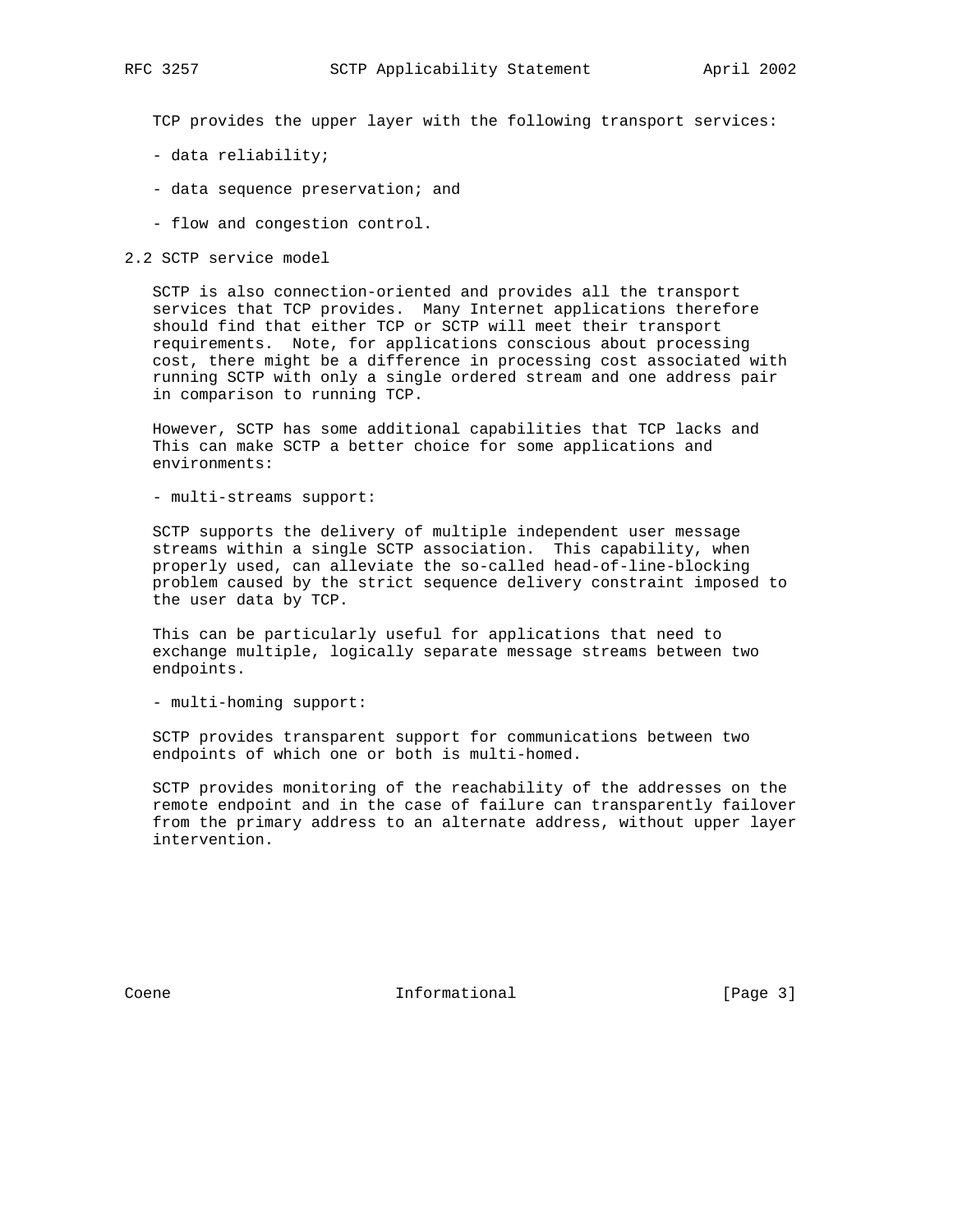TCP provides the upper layer with the following transport services:

- data reliability;
- data sequence preservation; and
- flow and congestion control.

## 2.2 SCTP service model

SCTP is also connection-oriented and provides all the transport services that TCP provides. Many Internet applications therefore should find that either TCP or SCTP will meet their transport requirements. Note, for applications conscious about processing cost, there might be a difference in processing cost associated with running SCTP with only a single ordered stream and one address pair in comparison to running TCP.

However, SCTP has some additional capabilities that TCP lacks and This can make SCTP a better choice for some applications and environments:

- multi-streams support:

SCTP supports the delivery of multiple independent user message streams within a single SCTP association. This capability, when properly used, can alleviate the so-called head-of-line-blocking problem caused by the strict sequence delivery constraint imposed to the user data by TCP.

This can be particularly useful for applications that need to exchange multiple, logically separate message streams between two endpoints.

- multi-homing support:

SCTP provides transparent support for communications between two endpoints of which one or both is multi-homed.

SCTP provides monitoring of the reachability of the addresses on the remote endpoint and in the case of failure can transparently failover from the primary address to an alternate address, without upper layer intervention.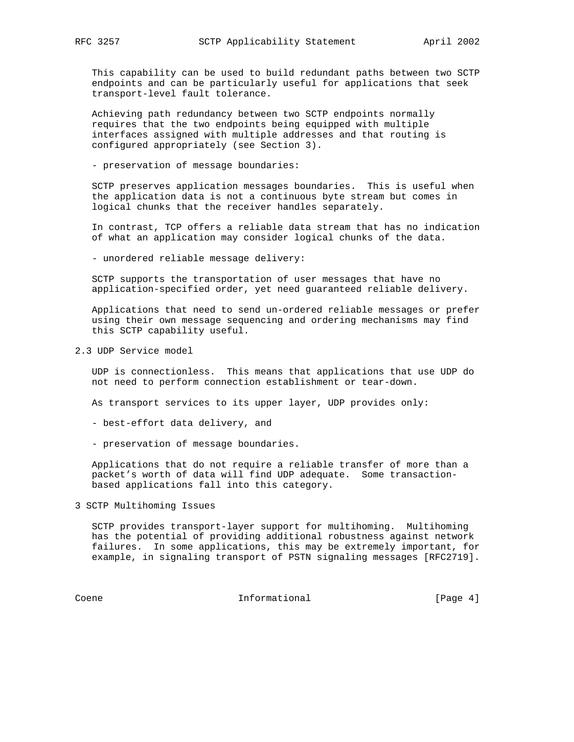This capability can be used to build redundant paths between two SCTP endpoints and can be particularly useful for applications that seek transport-level fault tolerance.

Achieving path redundancy between two SCTP endpoints normally requires that the two endpoints being equipped with multiple interfaces assigned with multiple addresses and that routing is configured appropriately (see Section 3).

- preservation of message boundaries:

SCTP preserves application messages boundaries. This is useful when the application data is not a continuous byte stream but comes in logical chunks that the receiver handles separately.

In contrast, TCP offers a reliable data stream that has no indication of what an application may consider logical chunks of the data.

- unordered reliable message delivery:

SCTP supports the transportation of user messages that have no application-specified order, yet need guaranteed reliable delivery.

Applications that need to send un-ordered reliable messages or prefer using their own message sequencing and ordering mechanisms may find this SCTP capability useful.

## 2.3 UDP Service model

UDP is connectionless. This means that applications that use UDP do not need to perform connection establishment or tear-down.

As transport services to its upper layer, UDP provides only:

- best-effort data delivery, and

- preservation of message boundaries.

Applications that do not require a reliable transfer of more than a packet's worth of data will find UDP adequate. Some transaction-based applications fall into this category.

# 3 SCTP Multihoming Issues

SCTP provides transport-layer support for multihoming. Multihoming has the potential of providing additional robustness against network failures. In some applications, this may be extremely important, for example, in signaling transport of PSTN signaling messages [RFC2719].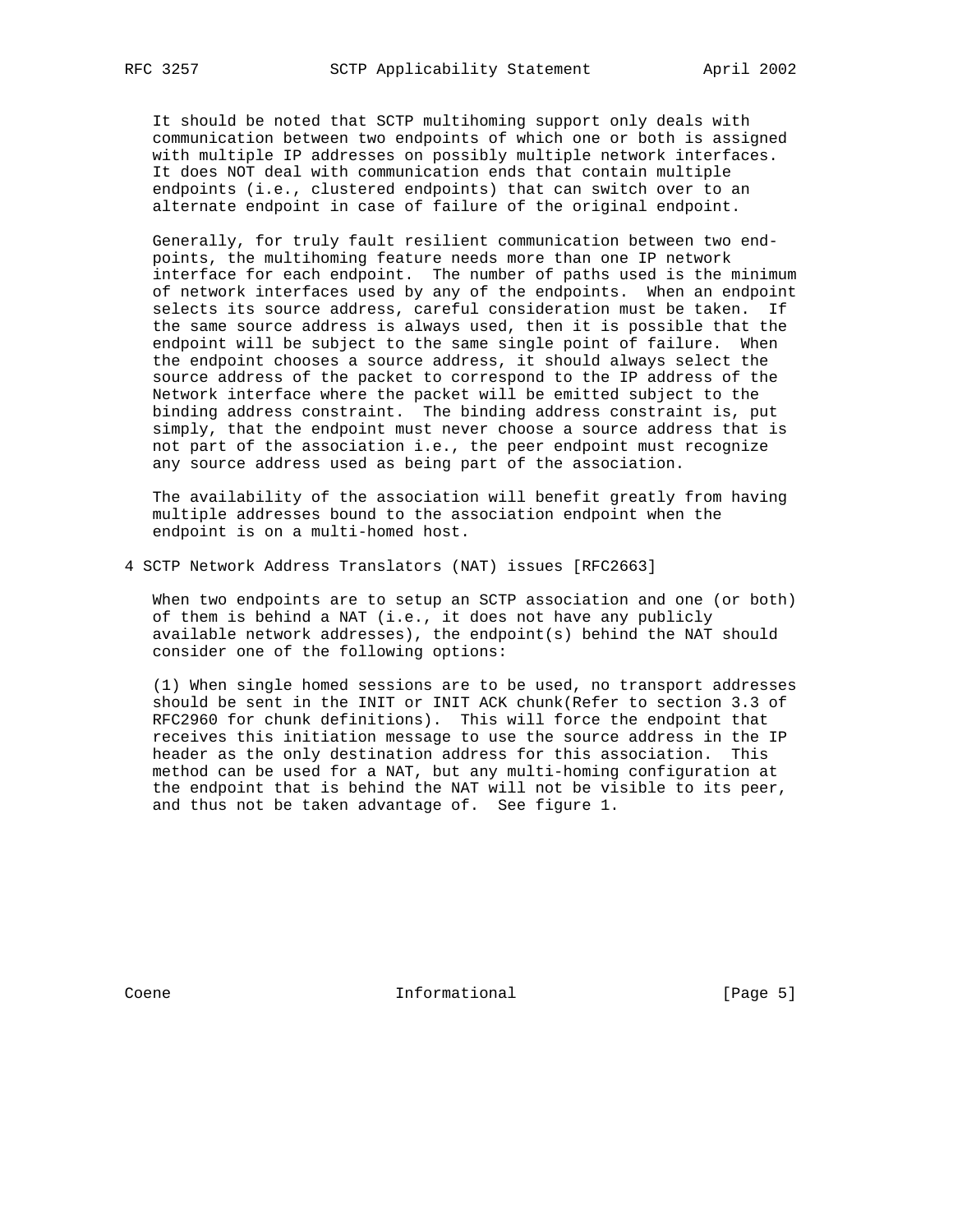It should be noted that SCTP multihoming support only deals with communication between two endpoints of which one or both is assigned with multiple IP addresses on possibly multiple network interfaces. It does NOT deal with communication ends that contain multiple endpoints (i.e., clustered endpoints) that can switch over to an alternate endpoint in case of failure of the original endpoint.

Generally, for truly fault resilient communication between two end-points, the multihoming feature needs more than one IP network interface for each endpoint. The number of paths used is the minimum of network interfaces used by any of the endpoints. When an endpoint selects its source address, careful consideration must be taken. If the same source address is always used, then it is possible that the endpoint will be subject to the same single point of failure. When the endpoint chooses a source address, it should always select the source address of the packet to correspond to the IP address of the Network interface where the packet will be emitted subject to the binding address constraint. The binding address constraint is, put simply, that the endpoint must never choose a source address that is not part of the association i.e., the peer endpoint must recognize any source address used as being part of the association.

The availability of the association will benefit greatly from having multiple addresses bound to the association endpoint when the endpoint is on a multi-homed host.

# 4 SCTP Network Address Translators (NAT) issues [RFC2663]

When two endpoints are to setup an SCTP association and one (or both) of them is behind a NAT (i.e., it does not have any publicly available network addresses), the endpoint(s) behind the NAT should consider one of the following options:

(1) When single homed sessions are to be used, no transport addresses should be sent in the INIT or INIT ACK chunk(Refer to section 3.3 of RFC2960 for chunk definitions). This will force the endpoint that receives this initiation message to use the source address in the IP header as the only destination address for this association. This method can be used for a NAT, but any multi-homing configuration at the endpoint that is behind the NAT will not be visible to its peer, and thus not be taken advantage of. See figure 1.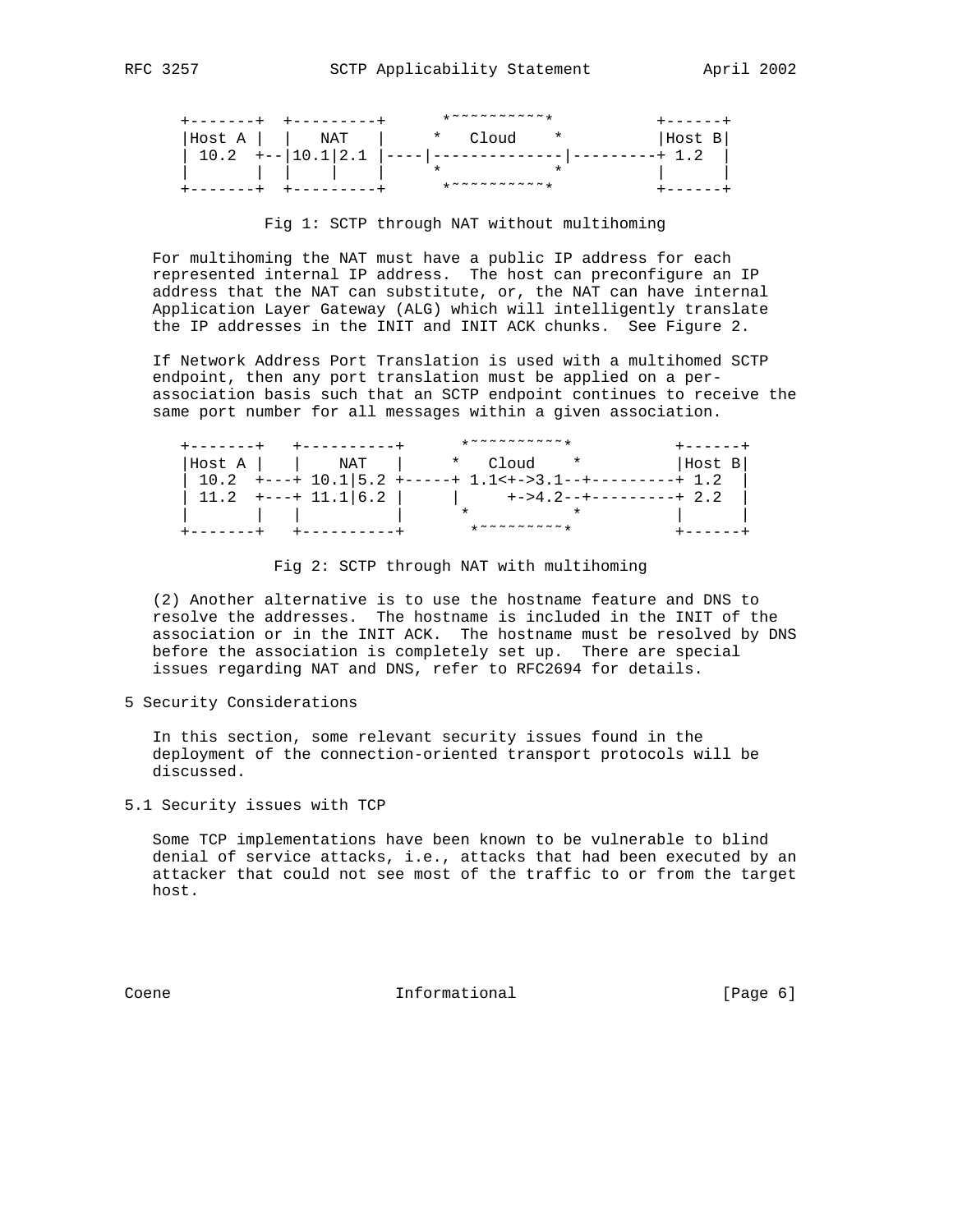```
 +-------+  +---------+       *~~~~~~~~~~~*            +------+
 |Host A |  |   NAT   |      *   Cloud    *            |Host B|
 | 10.2  +--|10.1|2.1 |----|--------------|---------+ 1.2  |
 |       |  |    |    |      *            *            |      |
 +-------+  +---------+       *~~~~~~~~~~~*            +------+
```

Fig 1: SCTP through NAT without multihoming

For multihoming the NAT must have a public IP address for each represented internal IP address. The host can preconfigure an IP address that the NAT can substitute, or, the NAT can have internal Application Layer Gateway (ALG) which will intelligently translate the IP addresses in the INIT and INIT ACK chunks. See Figure 2.

If Network Address Port Translation is used with a multihomed SCTP endpoint, then any port translation must be applied on a per-association basis such that an SCTP endpoint continues to receive the same port number for all messages within a given association.

```
 +-------+   +----------+       *~~~~~~~~~~~*            +------+
 |Host A |   |    NAT   |      *   Cloud    *            |Host B|
 | 10.2  +---+ 10.1|5.2 +-----+ 1.1<+->3.1--+---------+ 1.2  |
 | 11.2  +---+ 11.1|6.2 |     |     +->4.2--+---------+ 2.2  |
 |       |   |          |      *           *           |      |
 +-------+   +----------+       *~~~~~~~~~~*            +------+
```

Fig 2: SCTP through NAT with multihoming

(2) Another alternative is to use the hostname feature and DNS to resolve the addresses. The hostname is included in the INIT of the association or in the INIT ACK. The hostname must be resolved by DNS before the association is completely set up. There are special issues regarding NAT and DNS, refer to RFC2694 for details.

## 5 Security Considerations

In this section, some relevant security issues found in the deployment of the connection-oriented transport protocols will be discussed.

### 5.1 Security issues with TCP

Some TCP implementations have been known to be vulnerable to blind denial of service attacks, i.e., attacks that had been executed by an attacker that could not see most of the traffic to or from the target host.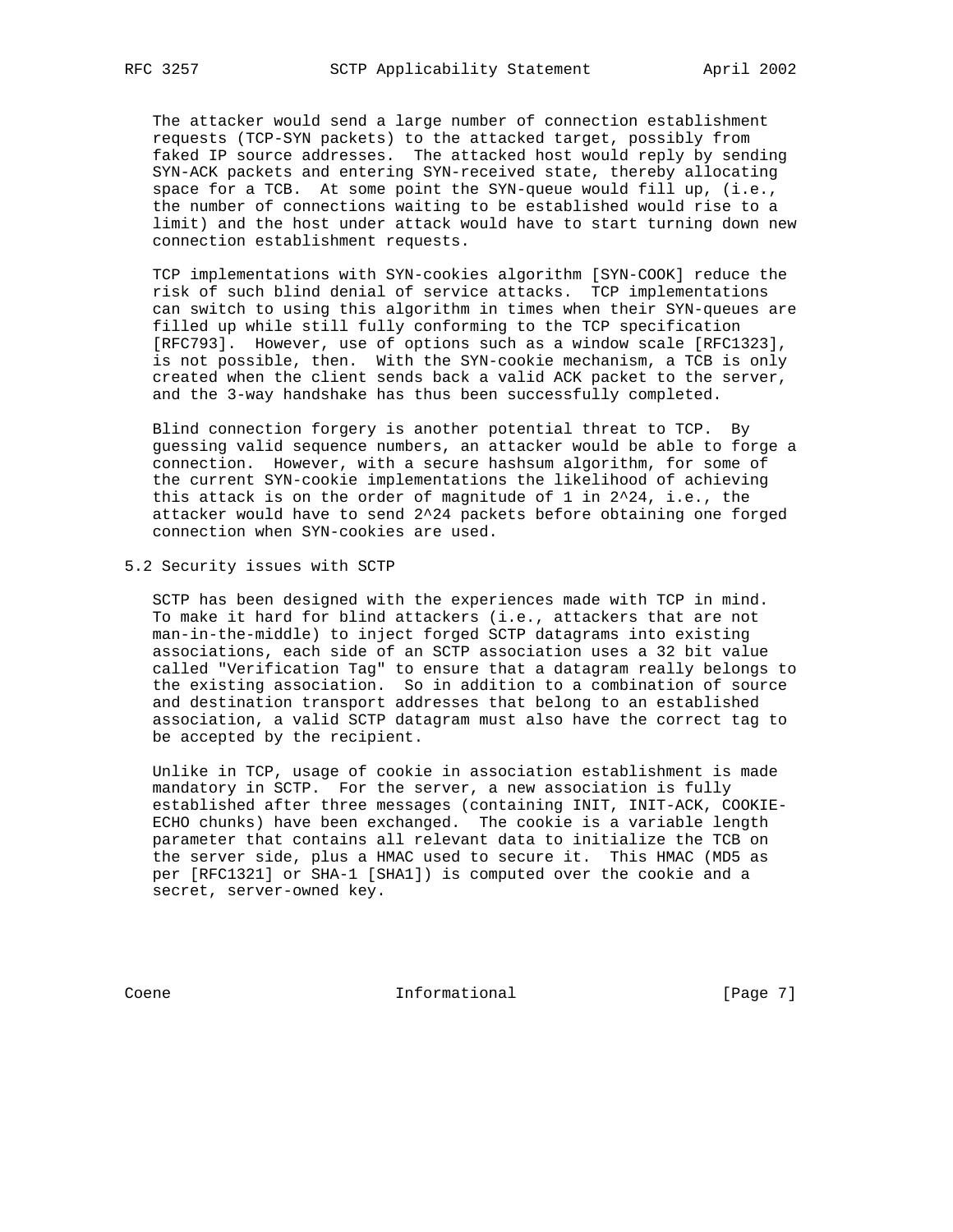The attacker would send a large number of connection establishment requests (TCP-SYN packets) to the attacked target, possibly from faked IP source addresses. The attacked host would reply by sending SYN-ACK packets and entering SYN-received state, thereby allocating space for a TCB. At some point the SYN-queue would fill up, (i.e., the number of connections waiting to be established would rise to a limit) and the host under attack would have to start turning down new connection establishment requests.

TCP implementations with SYN-cookies algorithm [SYN-COOK] reduce the risk of such blind denial of service attacks. TCP implementations can switch to using this algorithm in times when their SYN-queues are filled up while still fully conforming to the TCP specification [RFC793]. However, use of options such as a window scale [RFC1323], is not possible, then. With the SYN-cookie mechanism, a TCB is only created when the client sends back a valid ACK packet to the server, and the 3-way handshake has thus been successfully completed.

Blind connection forgery is another potential threat to TCP. By guessing valid sequence numbers, an attacker would be able to forge a connection. However, with a secure hashsum algorithm, for some of the current SYN-cookie implementations the likelihood of achieving this attack is on the order of magnitude of 1 in $2^{24}$, i.e., the attacker would have to send $2^{24}$ packets before obtaining one forged connection when SYN-cookies are used.

## 5.2 Security issues with SCTP

SCTP has been designed with the experiences made with TCP in mind. To make it hard for blind attackers (i.e., attackers that are not man-in-the-middle) to inject forged SCTP datagrams into existing associations, each side of an SCTP association uses a 32 bit value called "Verification Tag" to ensure that a datagram really belongs to the existing association. So in addition to a combination of source and destination transport addresses that belong to an established association, a valid SCTP datagram must also have the correct tag to be accepted by the recipient.

Unlike in TCP, usage of cookie in association establishment is made mandatory in SCTP. For the server, a new association is fully established after three messages (containing INIT, INIT-ACK, COOKIE-ECHO chunks) have been exchanged. The cookie is a variable length parameter that contains all relevant data to initialize the TCB on the server side, plus a HMAC used to secure it. This HMAC (MD5 as per [RFC1321] or SHA-1 [SHA1]) is computed over the cookie and a secret, server-owned key.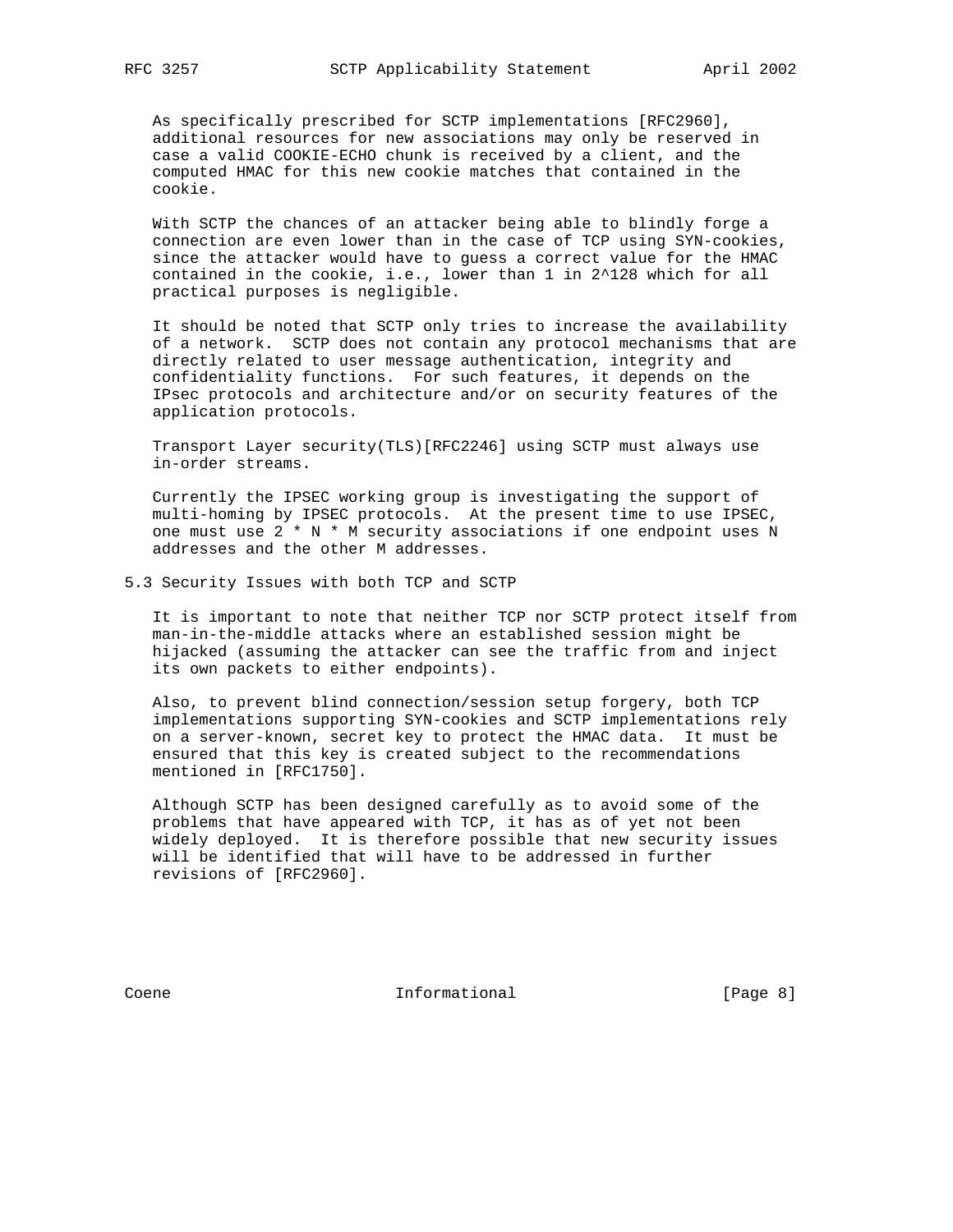As specifically prescribed for SCTP implementations [RFC2960], additional resources for new associations may only be reserved in case a valid COOKIE-ECHO chunk is received by a client, and the computed HMAC for this new cookie matches that contained in the cookie.

With SCTP the chances of an attacker being able to blindly forge a connection are even lower than in the case of TCP using SYN-cookies, since the attacker would have to guess a correct value for the HMAC contained in the cookie, i.e., lower than 1 in $2^{128}$ which for all practical purposes is negligible.

It should be noted that SCTP only tries to increase the availability of a network. SCTP does not contain any protocol mechanisms that are directly related to user message authentication, integrity and confidentiality functions. For such features, it depends on the IPsec protocols and architecture and/or on security features of the application protocols.

Transport Layer security(TLS)[RFC2246] using SCTP must always use in-order streams.

Currently the IPSEC working group is investigating the support of multi-homing by IPSEC protocols. At the present time to use IPSEC, one must use $2 * N * M$ security associations if one endpoint uses N addresses and the other M addresses.

## 5.3 Security Issues with both TCP and SCTP

It is important to note that neither TCP nor SCTP protect itself from man-in-the-middle attacks where an established session might be hijacked (assuming the attacker can see the traffic from and inject its own packets to either endpoints).

Also, to prevent blind connection/session setup forgery, both TCP implementations supporting SYN-cookies and SCTP implementations rely on a server-known, secret key to protect the HMAC data. It must be ensured that this key is created subject to the recommendations mentioned in [RFC1750].

Although SCTP has been designed carefully as to avoid some of the problems that have appeared with TCP, it has as of yet not been widely deployed. It is therefore possible that new security issues will be identified that will have to be addressed in further revisions of [RFC2960].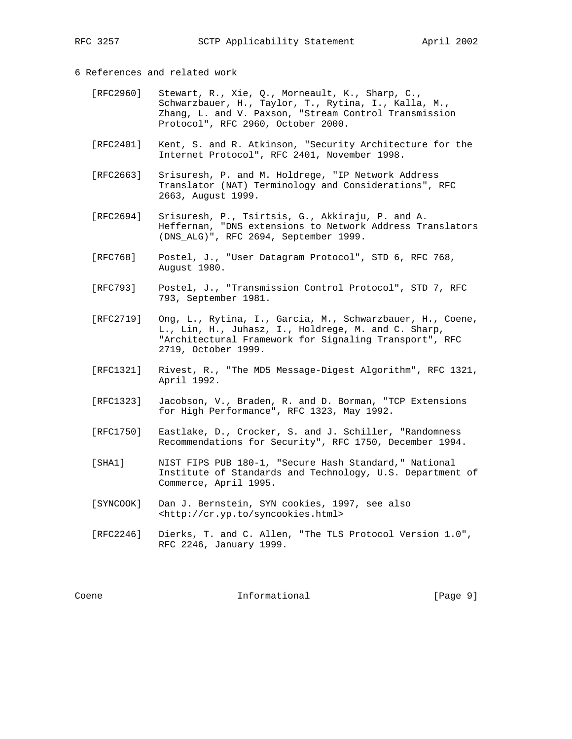# 6 References and related work

[RFC2960] Stewart, R., Xie, Q., Morneault, K., Sharp, C., Schwarzbauer, H., Taylor, T., Rytina, I., Kalla, M., Zhang, L. and V. Paxson, "Stream Control Transmission Protocol", RFC 2960, October 2000.

[RFC2401] Kent, S. and R. Atkinson, "Security Architecture for the Internet Protocol", RFC 2401, November 1998.

[RFC2663] Srisuresh, P. and M. Holdrege, "IP Network Address Translator (NAT) Terminology and Considerations", RFC 2663, August 1999.

[RFC2694] Srisuresh, P., Tsirtsis, G., Akkiraju, P. and A. Heffernan, "DNS extensions to Network Address Translators (DNS_ALG)", RFC 2694, September 1999.

[RFC768] Postel, J., "User Datagram Protocol", STD 6, RFC 768, August 1980.

[RFC793] Postel, J., "Transmission Control Protocol", STD 7, RFC 793, September 1981.

[RFC2719] Ong, L., Rytina, I., Garcia, M., Schwarzbauer, H., Coene, L., Lin, H., Juhasz, I., Holdrege, M. and C. Sharp, "Architectural Framework for Signaling Transport", RFC 2719, October 1999.

[RFC1321] Rivest, R., "The MD5 Message-Digest Algorithm", RFC 1321, April 1992.

[RFC1323] Jacobson, V., Braden, R. and D. Borman, "TCP Extensions for High Performance", RFC 1323, May 1992.

[RFC1750] Eastlake, D., Crocker, S. and J. Schiller, "Randomness Recommendations for Security", RFC 1750, December 1994.

[SHA1] NIST FIPS PUB 180-1, "Secure Hash Standard," National Institute of Standards and Technology, U.S. Department of Commerce, April 1995.

[SYNCOOK] Dan J. Bernstein, SYN cookies, 1997, see also <http://cr.yp.to/syncookies.html>

[RFC2246] Dierks, T. and C. Allen, "The TLS Protocol Version 1.0", RFC 2246, January 1999.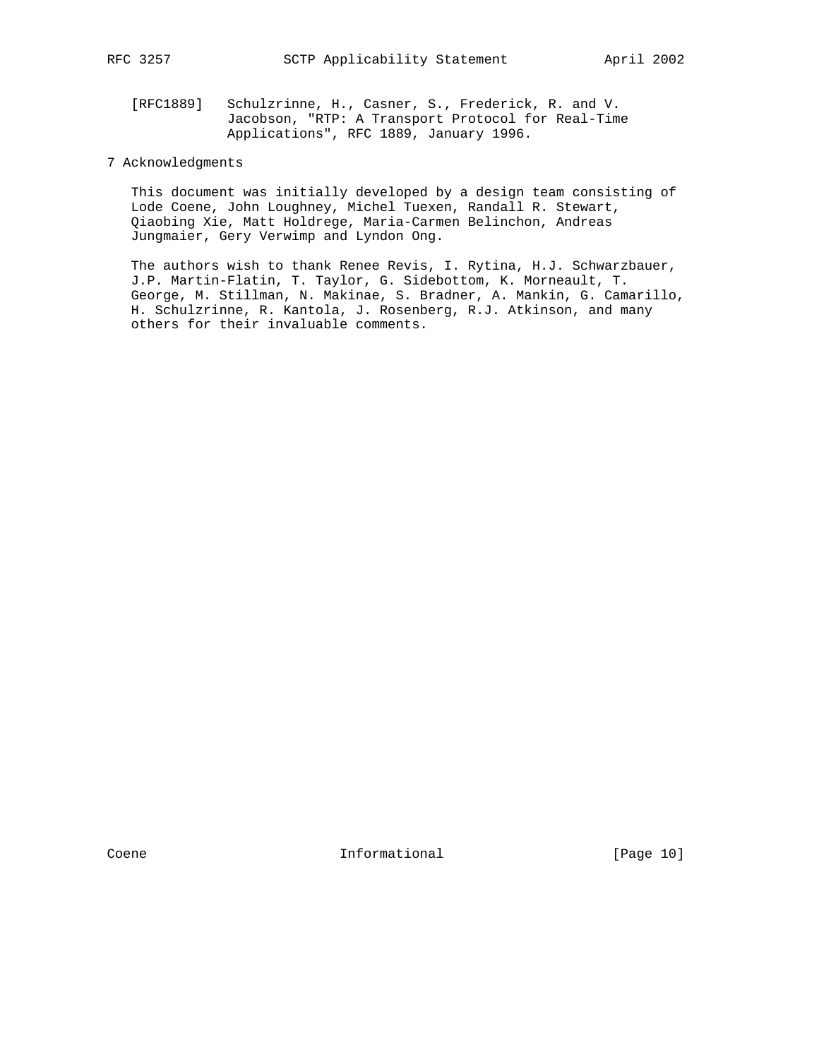[RFC1889] Schulzrinne, H., Casner, S., Frederick, R. and V. Jacobson, "RTP: A Transport Protocol for Real-Time Applications", RFC 1889, January 1996.

## 7 Acknowledgments

This document was initially developed by a design team consisting of Lode Coene, John Loughney, Michel Tuexen, Randall R. Stewart, Qiaobing Xie, Matt Holdrege, Maria-Carmen Belinchon, Andreas Jungmaier, Gery Verwimp and Lyndon Ong.

The authors wish to thank Renee Revis, I. Rytina, H.J. Schwarzbauer, J.P. Martin-Flatin, T. Taylor, G. Sidebottom, K. Morneault, T. George, M. Stillman, N. Makinae, S. Bradner, A. Mankin, G. Camarillo, H. Schulzrinne, R. Kantola, J. Rosenberg, R.J. Atkinson, and many others for their invaluable comments.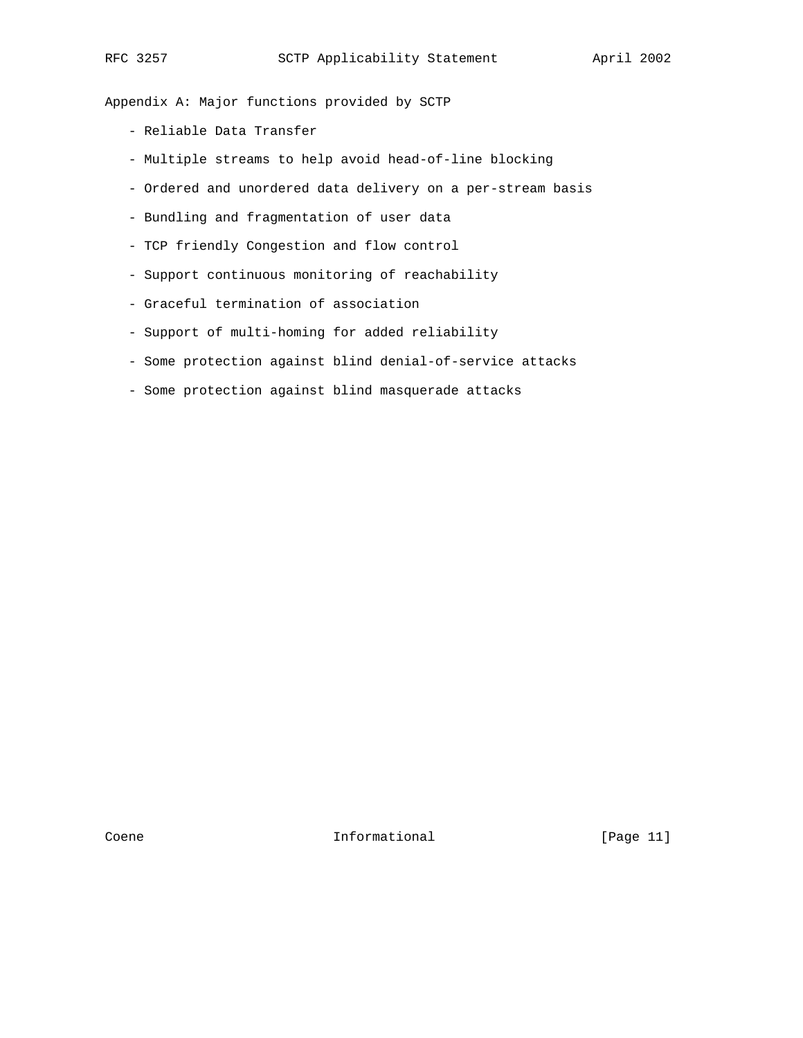## Appendix A: Major functions provided by SCTP

- Reliable Data Transfer
- Multiple streams to help avoid head-of-line blocking
- Ordered and unordered data delivery on a per-stream basis
- Bundling and fragmentation of user data
- TCP friendly Congestion and flow control
- Support continuous monitoring of reachability
- Graceful termination of association
- Support of multi-homing for added reliability
- Some protection against blind denial-of-service attacks
- Some protection against blind masquerade attacks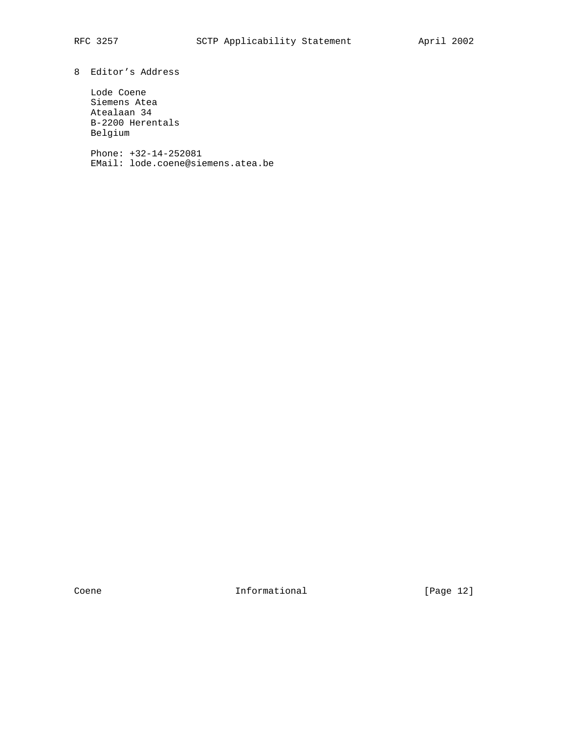## 8 Editor's Address

Lode Coene
Siemens Atea
Atealaan 34
B-2200 Herentals
Belgium

Phone: +32-14-252081
EMail: lode.coene@siemens.atea.be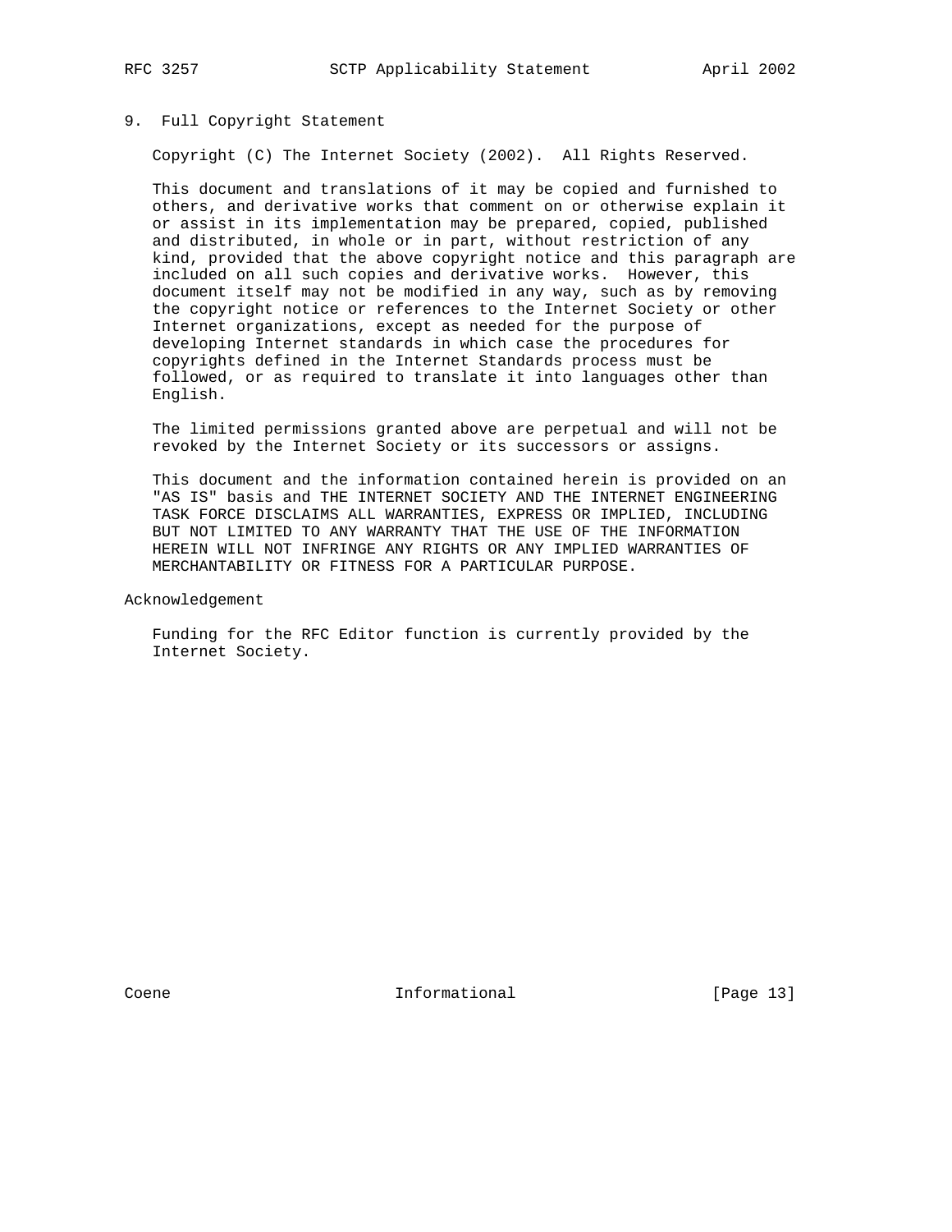## 9. Full Copyright Statement

Copyright (C) The Internet Society (2002). All Rights Reserved.

This document and translations of it may be copied and furnished to others, and derivative works that comment on or otherwise explain it or assist in its implementation may be prepared, copied, published and distributed, in whole or in part, without restriction of any kind, provided that the above copyright notice and this paragraph are included on all such copies and derivative works. However, this document itself may not be modified in any way, such as by removing the copyright notice or references to the Internet Society or other Internet organizations, except as needed for the purpose of developing Internet standards in which case the procedures for copyrights defined in the Internet Standards process must be followed, or as required to translate it into languages other than English.

The limited permissions granted above are perpetual and will not be revoked by the Internet Society or its successors or assigns.

This document and the information contained herein is provided on an "AS IS" basis and THE INTERNET SOCIETY AND THE INTERNET ENGINEERING TASK FORCE DISCLAIMS ALL WARRANTIES, EXPRESS OR IMPLIED, INCLUDING BUT NOT LIMITED TO ANY WARRANTY THAT THE USE OF THE INFORMATION HEREIN WILL NOT INFRINGE ANY RIGHTS OR ANY IMPLIED WARRANTIES OF MERCHANTABILITY OR FITNESS FOR A PARTICULAR PURPOSE.

## Acknowledgement

Funding for the RFC Editor function is currently provided by the Internet Society.